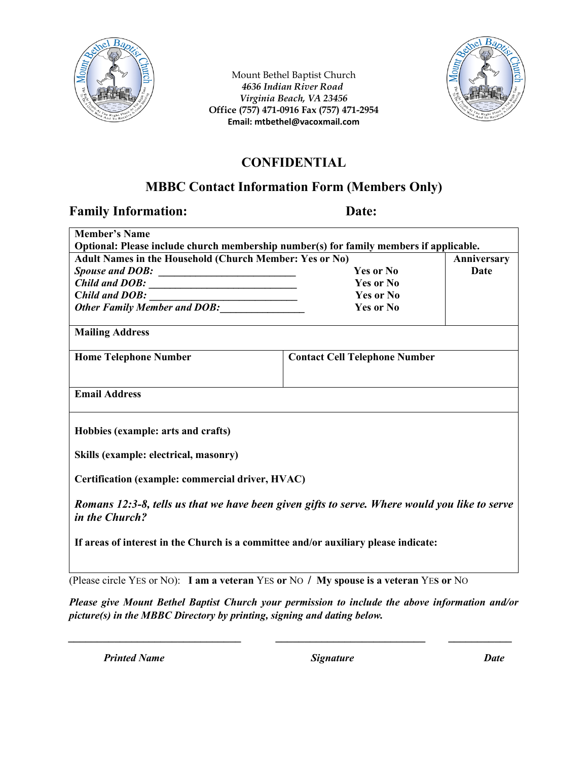Mount Bethel Baptist Church
*4636 Indian River Road*
*Virginia Beach, VA 23456*
**Office (757) 471-0916 Fax (757) 471-2954**
**Email: mtbethel@vacoxmail.com**

# CONFIDENTIAL

## MBBC Contact Information Form (Members Only)

**Family Information:** **Date:**

| **Member's Name**<br>**Optional: Please include church membership number(s) for family members if applicable.** | | |
|---|---|---|
| **Adult Names in the Household (Church Member: Yes or No)**<br>***Spouse and DOB:*** ___________________________ **Yes or No**<br>***Child and DOB:*** ___________________________ **Yes or No**<br>***Child and DOB:*** ___________________________ **Yes or No**<br>***Other Family Member and DOB:***________________ **Yes or No** | | **Anniversary Date** |
| **Mailing Address** | | |
| **Home Telephone Number** | **Contact Cell Telephone Number** | |
| **Email Address** | | |
| **Hobbies (example: arts and crafts)**<br><br>**Skills (example: electrical, masonry)**<br><br>**Certification (example: commercial driver, HVAC)**<br><br>***Romans 12:3-8, tells us that we have been given gifts to serve. Where would you like to serve in the Church?***<br><br>**If areas of interest in the Church is a committee and/or auxiliary please indicate:** | | |

(Please circle YES or NO): **I am a veteran** YES **or** NO **/ My spouse is a veteran** YES **or** NO

***Please give Mount Bethel Baptist Church your permission to include the above information and/or picture(s) in the MBBC Directory by printing, signing and dating below.***

________________________________ ____________________________ ____________

*Printed Name* *Signature* *Date*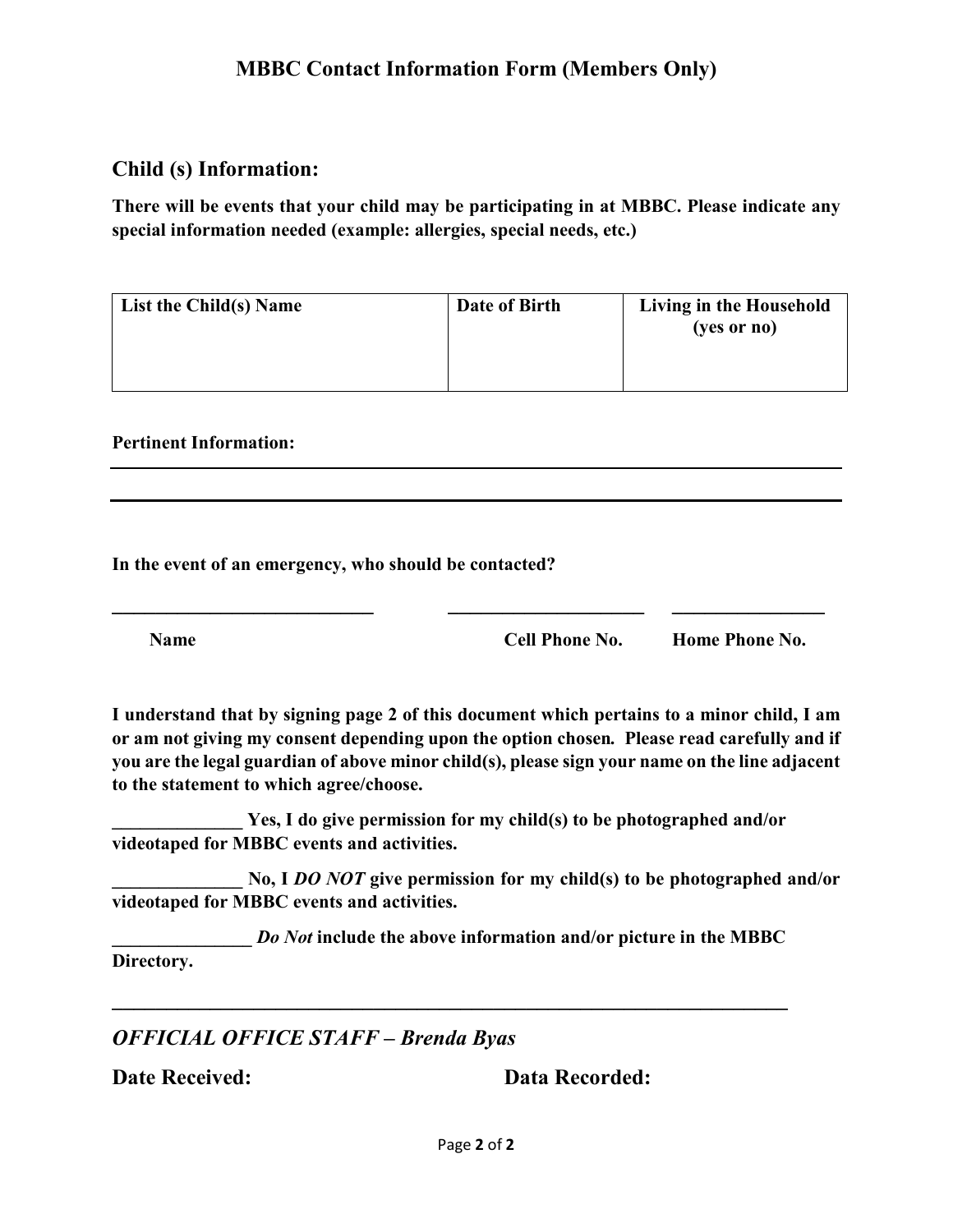## MBBC Contact Information Form (Members Only)

### Child (s) Information:

**There will be events that your child may be participating in at MBBC. Please indicate any special information needed (example: allergies, special needs, etc.)**

| List the Child(s) Name | Date of Birth | Living in the Household (yes or no) |
|---|---|---|
| | | |

**Pertinent Information:**

______________________________________________________________________________

______________________________________________________________________________

**In the event of an emergency, who should be contacted?**

_____________________________ _____________________ ________________

**Name** **Cell Phone No.** **Home Phone No.**

**I understand that by signing page 2 of this document which pertains to a minor child, I am or am not giving my consent depending upon the option chosen. Please read carefully and if you are the legal guardian of above minor child(s), please sign your name on the line adjacent to the statement to which agree/choose.**

**______________ Yes, I do give permission for my child(s) to be photographed and/or videotaped for MBBC events and activities.**

**______________ No, I *DO NOT* give permission for my child(s) to be photographed and/or videotaped for MBBC events and activities.**

**_______________ *Do Not* include the above information and/or picture in the MBBC Directory.**

______________________________________________________________________________

***OFFICIAL OFFICE STAFF – Brenda Byas***

**Date Received:** **Data Recorded:**